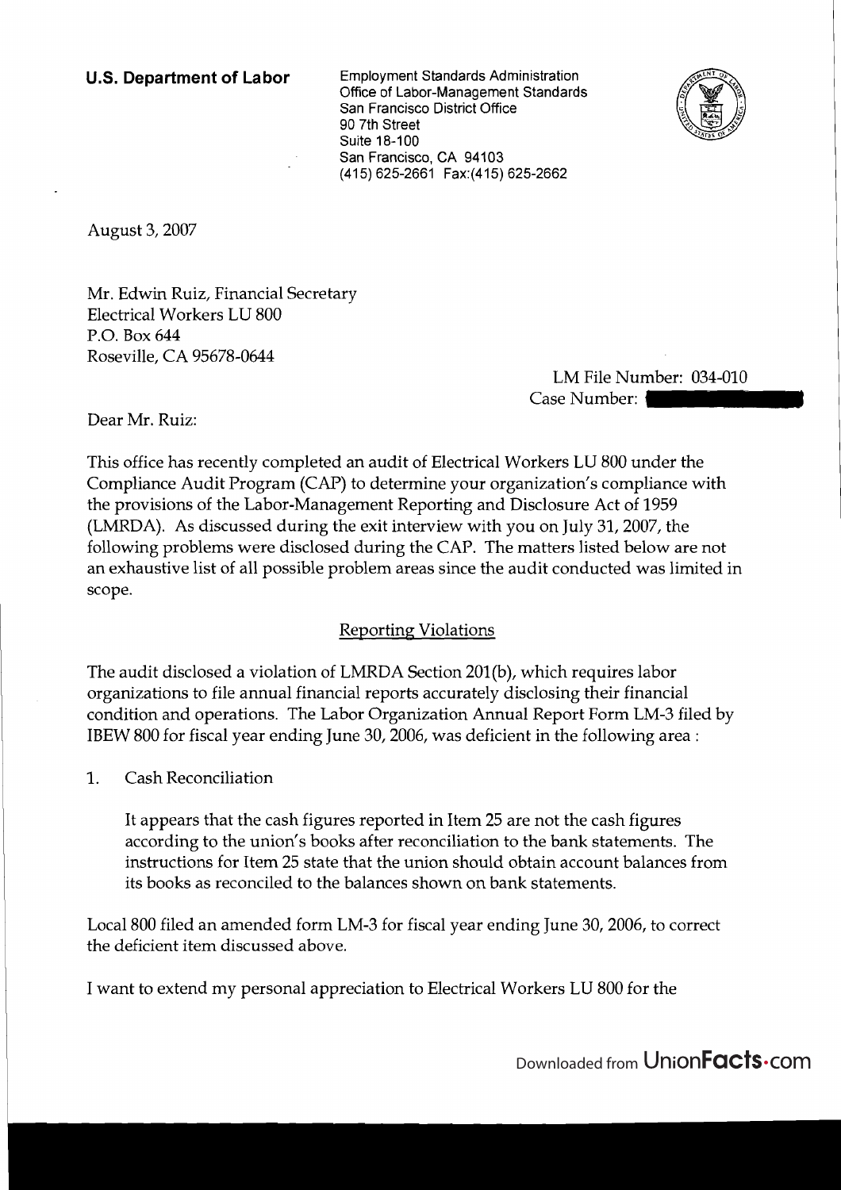**U.S. Department of Labor**

Employment Standards Administration
Office of Labor-Management Standards
San Francisco District Office
90 7th Street
Suite 18-100
San Francisco, CA 94103
(415) 625-2661 Fax:(415) 625-2662

August 3, 2007

Mr. Edwin Ruiz, Financial Secretary
Electrical Workers LU 800
P.O. Box 644
Roseville, CA 95678-0644

LM File Number: 034-010
Case Number:

Dear Mr. Ruiz:

This office has recently completed an audit of Electrical Workers LU 800 under the Compliance Audit Program (CAP) to determine your organization's compliance with the provisions of the Labor-Management Reporting and Disclosure Act of 1959 (LMRDA). As discussed during the exit interview with you on July 31, 2007, the following problems were disclosed during the CAP. The matters listed below are not an exhaustive list of all possible problem areas since the audit conducted was limited in scope.

## Reporting Violations

The audit disclosed a violation of LMRDA Section 201(b), which requires labor organizations to file annual financial reports accurately disclosing their financial condition and operations. The Labor Organization Annual Report Form LM-3 filed by IBEW 800 for fiscal year ending June 30, 2006, was deficient in the following area :

1. Cash Reconciliation

   It appears that the cash figures reported in Item 25 are not the cash figures according to the union's books after reconciliation to the bank statements. The instructions for Item 25 state that the union should obtain account balances from its books as reconciled to the balances shown on bank statements.

Local 800 filed an amended form LM-3 for fiscal year ending June 30, 2006, to correct the deficient item discussed above.

I want to extend my personal appreciation to Electrical Workers LU 800 for the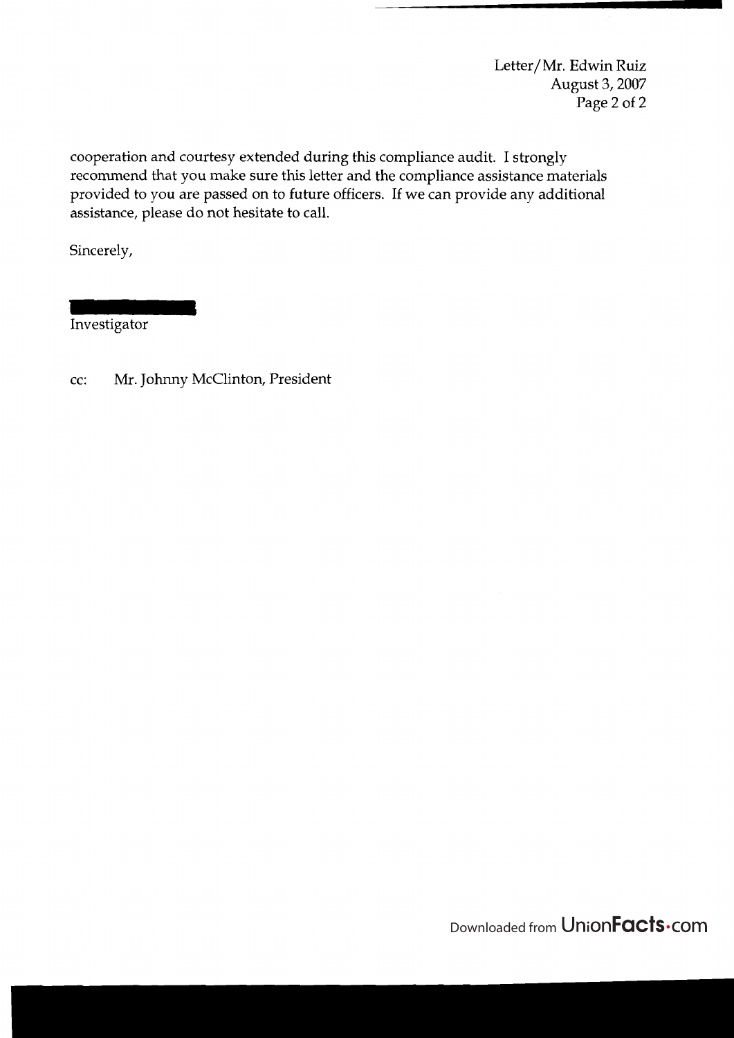cooperation and courtesy extended during this compliance audit. I strongly recommend that you make sure this letter and the compliance assistance materials provided to you are passed on to future officers. If we can provide any additional assistance, please do not hesitate to call.

Sincerely,

Investigator

cc: Mr. Johnny McClinton, President

Downloaded from UnionFacts.com